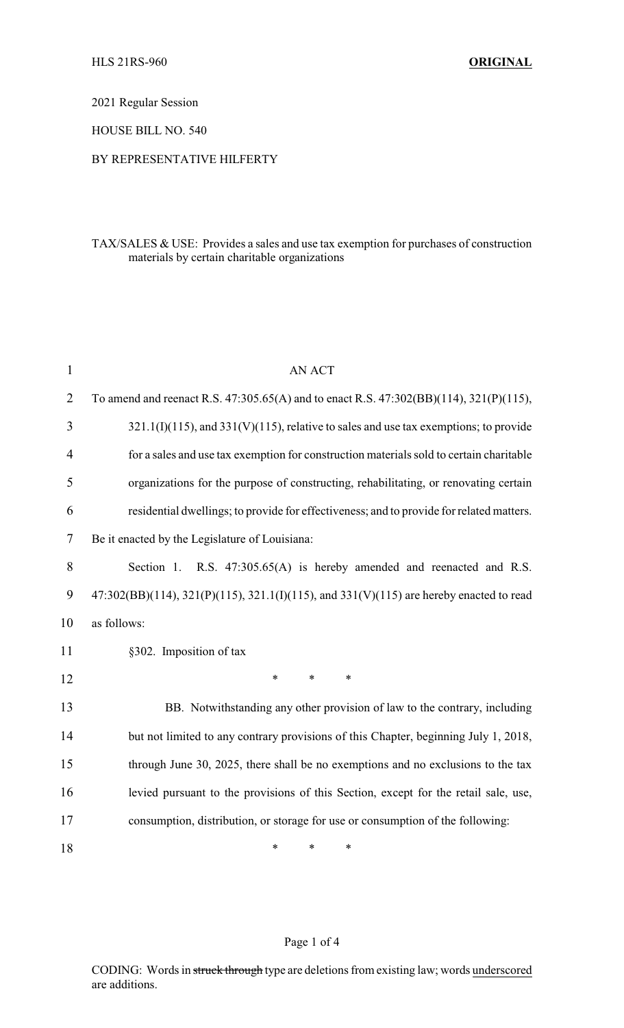HLS 21RS-960 **ORIGINAL**

2021 Regular Session

HOUSE BILL NO. 540

BY REPRESENTATIVE HILFERTY

TAX/SALES & USE: Provides a sales and use tax exemption for purchases of construction materials by certain charitable organizations

AN ACT

To amend and reenact R.S. 47:305.65(A) and to enact R.S. 47:302(BB)(114), 321(P)(115), 321.1(I)(115), and 331(V)(115), relative to sales and use tax exemptions; to provide for a sales and use tax exemption for construction materials sold to certain charitable organizations for the purpose of constructing, rehabilitating, or renovating certain residential dwellings; to provide for effectiveness; and to provide for related matters.

Be it enacted by the Legislature of Louisiana:

Section 1. R.S. 47:305.65(A) is hereby amended and reenacted and R.S. 47:302(BB)(114), 321(P)(115), 321.1(I)(115), and 331(V)(115) are hereby enacted to read as follows:

§302. Imposition of tax

\* \* \*

BB. Notwithstanding any other provision of law to the contrary, including but not limited to any contrary provisions of this Chapter, beginning July 1, 2018, through June 30, 2025, there shall be no exemptions and no exclusions to the tax levied pursuant to the provisions of this Section, except for the retail sale, use, consumption, distribution, or storage for use or consumption of the following:

\* \* \*

CODING: Words in ~~struck through~~ type are deletions from existing law; words underscored are additions.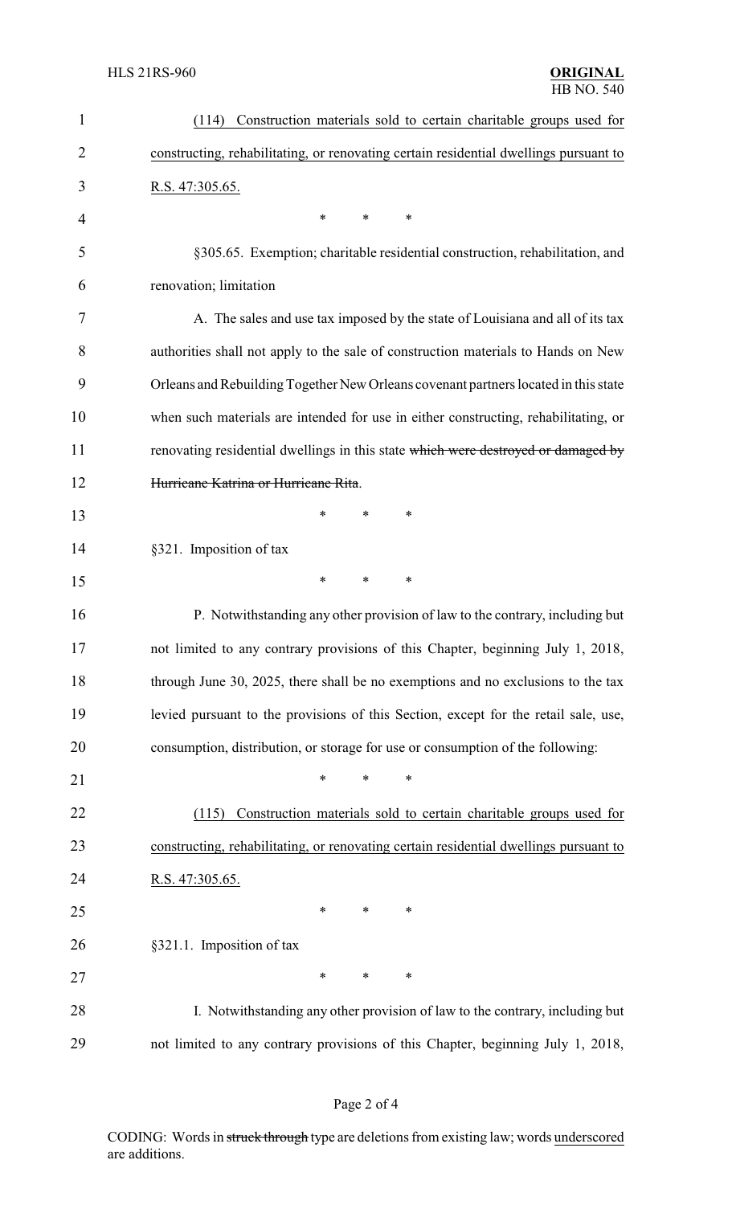(114) Construction materials sold to certain charitable groups used for constructing, rehabilitating, or renovating certain residential dwellings pursuant to R.S. 47:305.65.

\* \* \*

§305.65. Exemption; charitable residential construction, rehabilitation, and renovation; limitation

A. The sales and use tax imposed by the state of Louisiana and all of its tax authorities shall not apply to the sale of construction materials to Hands on New Orleans and Rebuilding Together New Orleans covenant partners located in this state when such materials are intended for use in either constructing, rehabilitating, or renovating residential dwellings in this state ~~which were destroyed or damaged by Hurricane Katrina or Hurricane Rita~~.

\* \* \*

§321. Imposition of tax

\* \* \*

P. Notwithstanding any other provision of law to the contrary, including but not limited to any contrary provisions of this Chapter, beginning July 1, 2018, through June 30, 2025, there shall be no exemptions and no exclusions to the tax levied pursuant to the provisions of this Section, except for the retail sale, use, consumption, distribution, or storage for use or consumption of the following:

\* \* \*

(115) Construction materials sold to certain charitable groups used for constructing, rehabilitating, or renovating certain residential dwellings pursuant to R.S. 47:305.65.

\* \* \*

§321.1. Imposition of tax

\* \* \*

I. Notwithstanding any other provision of law to the contrary, including but not limited to any contrary provisions of this Chapter, beginning July 1, 2018,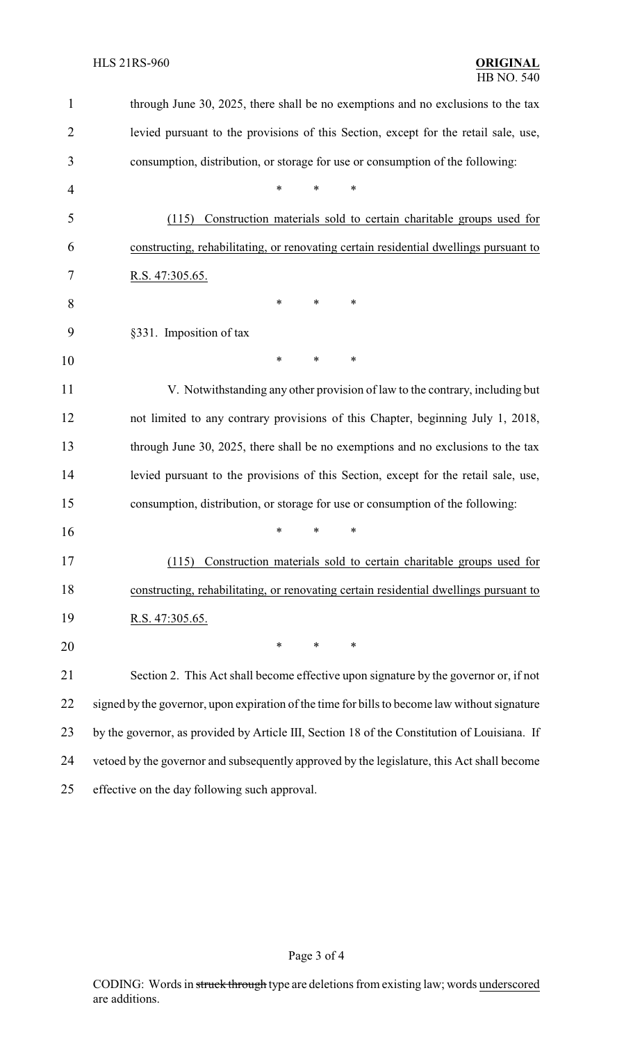through June 30, 2025, there shall be no exemptions and no exclusions to the tax levied pursuant to the provisions of this Section, except for the retail sale, use, consumption, distribution, or storage for use or consumption of the following:

\* \* \*

<u>(115) Construction materials sold to certain charitable groups used for constructing, rehabilitating, or renovating certain residential dwellings pursuant to R.S. 47:305.65.</u>

\* \* \*

§331. Imposition of tax

\* \* \*

V. Notwithstanding any other provision of law to the contrary, including but not limited to any contrary provisions of this Chapter, beginning July 1, 2018, through June 30, 2025, there shall be no exemptions and no exclusions to the tax levied pursuant to the provisions of this Section, except for the retail sale, use, consumption, distribution, or storage for use or consumption of the following:

\* \* \*

<u>(115) Construction materials sold to certain charitable groups used for constructing, rehabilitating, or renovating certain residential dwellings pursuant to R.S. 47:305.65.</u>

\* \* \*

Section 2. This Act shall become effective upon signature by the governor or, if not signed by the governor, upon expiration of the time for bills to become law without signature by the governor, as provided by Article III, Section 18 of the Constitution of Louisiana. If vetoed by the governor and subsequently approved by the legislature, this Act shall become effective on the day following such approval.

CODING: Words in ~~struck through~~ type are deletions from existing law; words <u>underscored</u> are additions.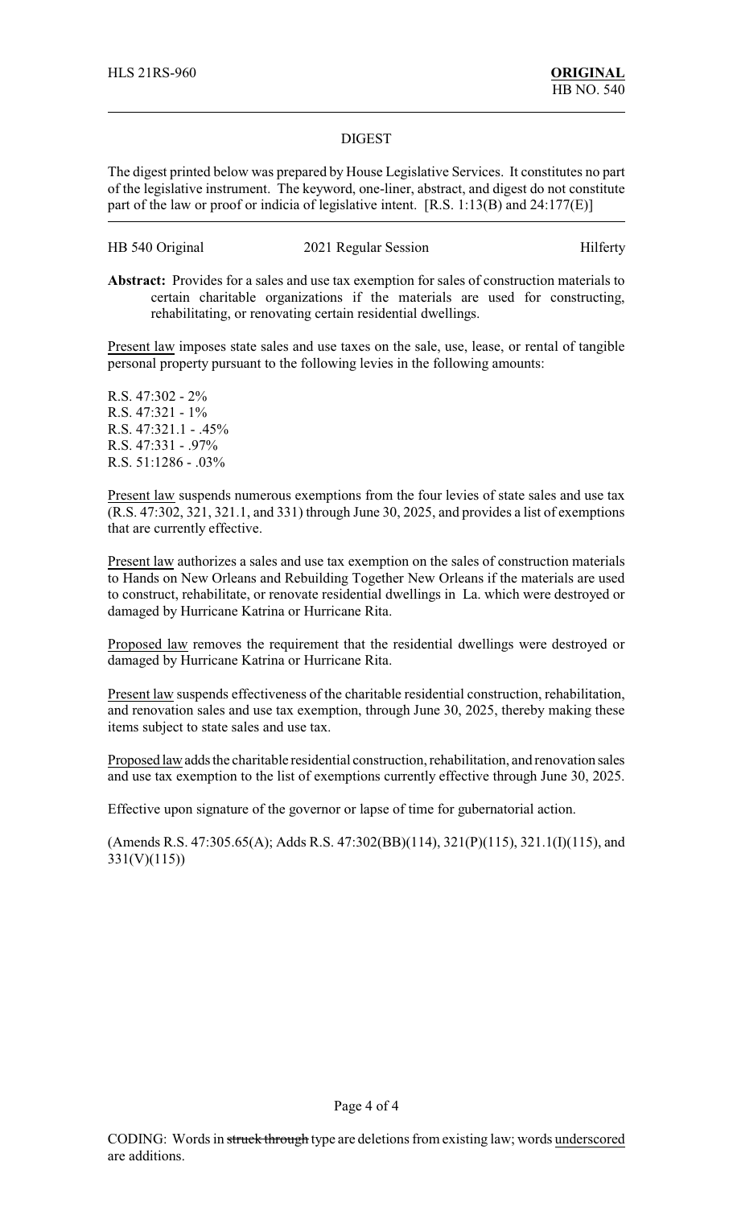HLS 21RS-960 **ORIGINAL**
HB NO. 540

## DIGEST

The digest printed below was prepared by House Legislative Services. It constitutes no part of the legislative instrument. The keyword, one-liner, abstract, and digest do not constitute part of the law or proof or indicia of legislative intent. [R.S. 1:13(B) and 24:177(E)]

HB 540 Original — 2021 Regular Session — Hilferty

**Abstract:** Provides for a sales and use tax exemption for sales of construction materials to certain charitable organizations if the materials are used for constructing, rehabilitating, or renovating certain residential dwellings.

Present law imposes state sales and use taxes on the sale, use, lease, or rental of tangible personal property pursuant to the following levies in the following amounts:

R.S. 47:302 - 2%
R.S. 47:321 - 1%
R.S. 47:321.1 - .45%
R.S. 47:331 - .97%
R.S. 51:1286 - .03%

Present law suspends numerous exemptions from the four levies of state sales and use tax (R.S. 47:302, 321, 321.1, and 331) through June 30, 2025, and provides a list of exemptions that are currently effective.

Present law authorizes a sales and use tax exemption on the sales of construction materials to Hands on New Orleans and Rebuilding Together New Orleans if the materials are used to construct, rehabilitate, or renovate residential dwellings in La. which were destroyed or damaged by Hurricane Katrina or Hurricane Rita.

Proposed law removes the requirement that the residential dwellings were destroyed or damaged by Hurricane Katrina or Hurricane Rita.

Present law suspends effectiveness of the charitable residential construction, rehabilitation, and renovation sales and use tax exemption, through June 30, 2025, thereby making these items subject to state sales and use tax.

Proposed law adds the charitable residential construction, rehabilitation, and renovation sales and use tax exemption to the list of exemptions currently effective through June 30, 2025.

Effective upon signature of the governor or lapse of time for gubernatorial action.

(Amends R.S. 47:305.65(A); Adds R.S. 47:302(BB)(114), 321(P)(115), 321.1(I)(115), and 331(V)(115))

CODING: Words in ~~struck through~~ type are deletions from existing law; words underscored are additions.